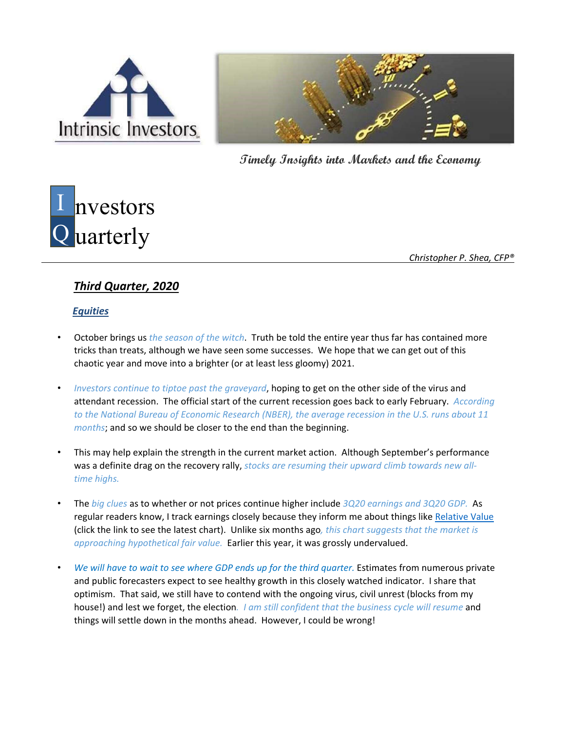Intrinsic Investors

*Timely Insights into Markets and the Economy*

# Investors Quarterly

*Christopher P. Shea, CFP®*

## ***Third Quarter, 2020***

### ***Equities***

- October brings us *the season of the witch*. Truth be told the entire year thus far has contained more tricks than treats, although we have seen some successes. We hope that we can get out of this chaotic year and move into a brighter (or at least less gloomy) 2021.

- *Investors continue to tiptoe past the graveyard*, hoping to get on the other side of the virus and attendant recession. The official start of the current recession goes back to early February. *According to the National Bureau of Economic Research (NBER), the average recession in the U.S. runs about 11 months*; and so we should be closer to the end than the beginning.

- This may help explain the strength in the current market action. Although September's performance was a definite drag on the recovery rally, *stocks are resuming their upward climb towards new all-time highs.*

- The *big clues* as to whether or not prices continue higher include *3Q20 earnings and 3Q20 GDP.* As regular readers know, I track earnings closely because they inform me about things like Relative Value (click the link to see the latest chart). Unlike six months ago*, this chart suggests that the market is approaching hypothetical fair value.* Earlier this year, it was grossly undervalued.

- *We will have to wait to see where GDP ends up for the third quarter.* Estimates from numerous private and public forecasters expect to see healthy growth in this closely watched indicator. I share that optimism. That said, we still have to contend with the ongoing virus, civil unrest (blocks from my house!) and lest we forget, the election*. I am still confident that the business cycle will resume* and things will settle down in the months ahead. However, I could be wrong!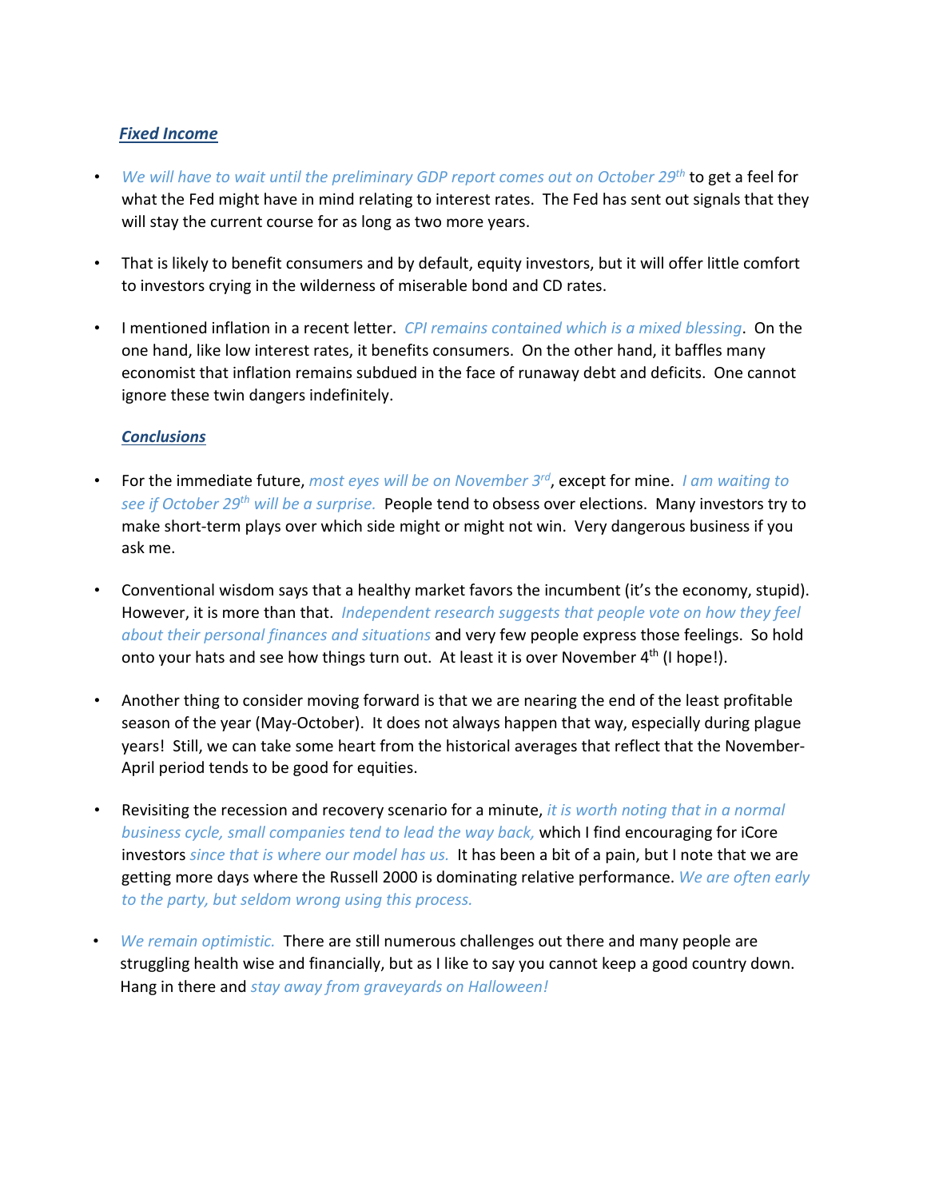### ***Fixed Income***

- *We will have to wait until the preliminary GDP report comes out on October 29th* to get a feel for what the Fed might have in mind relating to interest rates. The Fed has sent out signals that they will stay the current course for as long as two more years.

- That is likely to benefit consumers and by default, equity investors, but it will offer little comfort to investors crying in the wilderness of miserable bond and CD rates.

- I mentioned inflation in a recent letter. *CPI remains contained which is a mixed blessing*. On the one hand, like low interest rates, it benefits consumers. On the other hand, it baffles many economist that inflation remains subdued in the face of runaway debt and deficits. One cannot ignore these twin dangers indefinitely.

### ***Conclusions***

- For the immediate future, *most eyes will be on November 3rd*, except for mine. *I am waiting to see if October 29th will be a surprise.* People tend to obsess over elections. Many investors try to make short-term plays over which side might or might not win. Very dangerous business if you ask me.

- Conventional wisdom says that a healthy market favors the incumbent (it's the economy, stupid). However, it is more than that. *Independent research suggests that people vote on how they feel about their personal finances and situations* and very few people express those feelings. So hold onto your hats and see how things turn out. At least it is over November 4th (I hope!).

- Another thing to consider moving forward is that we are nearing the end of the least profitable season of the year (May-October). It does not always happen that way, especially during plague years! Still, we can take some heart from the historical averages that reflect that the November-April period tends to be good for equities.

- Revisiting the recession and recovery scenario for a minute, *it is worth noting that in a normal business cycle, small companies tend to lead the way back,* which I find encouraging for iCore investors *since that is where our model has us.* It has been a bit of a pain, but I note that we are getting more days where the Russell 2000 is dominating relative performance. *We are often early to the party, but seldom wrong using this process.*

- *We remain optimistic.* There are still numerous challenges out there and many people are struggling health wise and financially, but as I like to say you cannot keep a good country down. Hang in there and *stay away from graveyards on Halloween!*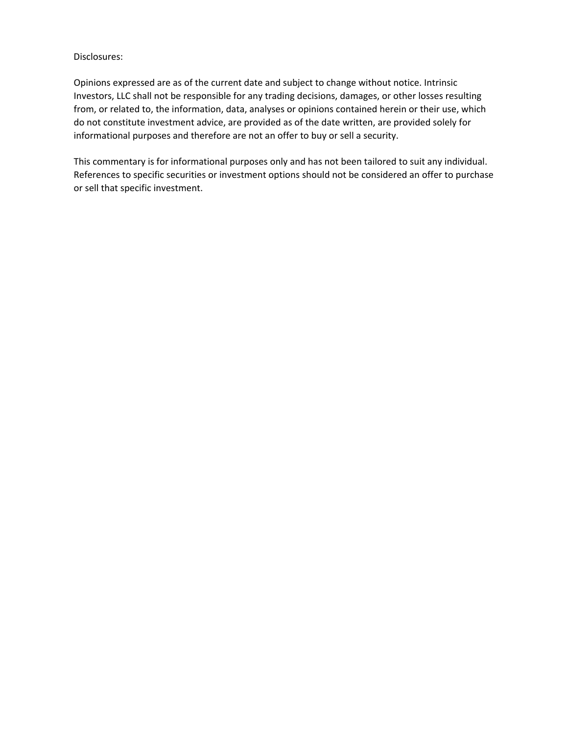Disclosures:

Opinions expressed are as of the current date and subject to change without notice. Intrinsic Investors, LLC shall not be responsible for any trading decisions, damages, or other losses resulting from, or related to, the information, data, analyses or opinions contained herein or their use, which do not constitute investment advice, are provided as of the date written, are provided solely for informational purposes and therefore are not an offer to buy or sell a security.

This commentary is for informational purposes only and has not been tailored to suit any individual. References to specific securities or investment options should not be considered an offer to purchase or sell that specific investment.